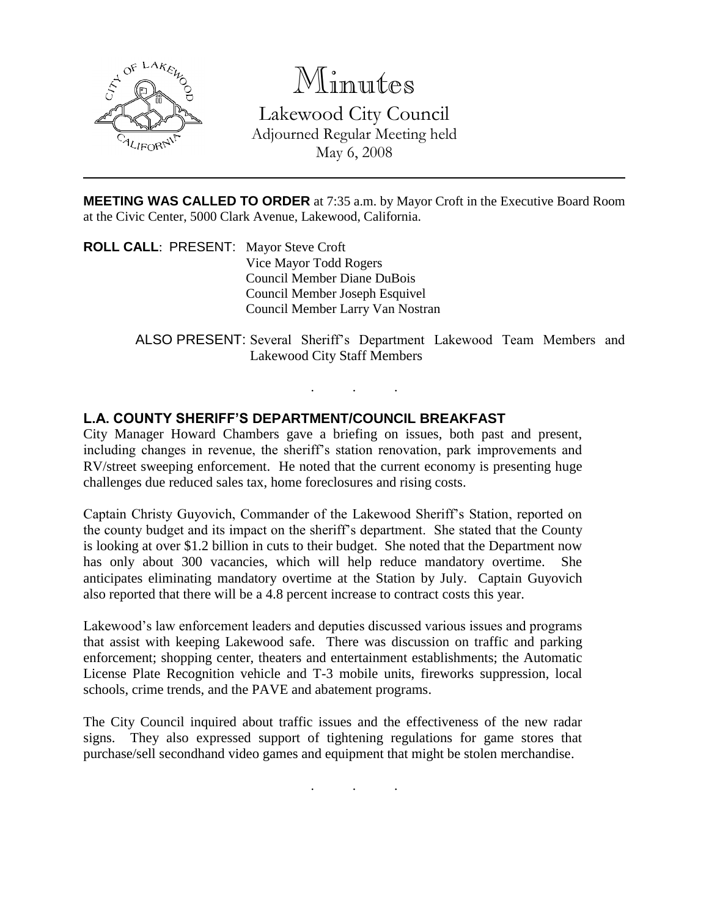# Minutes

Lakewood City Council
Adjourned Regular Meeting held
May 6, 2008

---

**MEETING WAS CALLED TO ORDER** at 7:35 a.m. by Mayor Croft in the Executive Board Room at the Civic Center, 5000 Clark Avenue, Lakewood, California.

**ROLL CALL**: PRESENT: Mayor Steve Croft
Vice Mayor Todd Rogers
Council Member Diane DuBois
Council Member Joseph Esquivel
Council Member Larry Van Nostran

ALSO PRESENT: Several Sheriff's Department Lakewood Team Members and Lakewood City Staff Members

. . .

## L.A. COUNTY SHERIFF'S DEPARTMENT/COUNCIL BREAKFAST

City Manager Howard Chambers gave a briefing on issues, both past and present, including changes in revenue, the sheriff's station renovation, park improvements and RV/street sweeping enforcement. He noted that the current economy is presenting huge challenges due reduced sales tax, home foreclosures and rising costs.

Captain Christy Guyovich, Commander of the Lakewood Sheriff's Station, reported on the county budget and its impact on the sheriff's department. She stated that the County is looking at over $1.2 billion in cuts to their budget. She noted that the Department now has only about 300 vacancies, which will help reduce mandatory overtime. She anticipates eliminating mandatory overtime at the Station by July. Captain Guyovich also reported that there will be a 4.8 percent increase to contract costs this year.

Lakewood's law enforcement leaders and deputies discussed various issues and programs that assist with keeping Lakewood safe. There was discussion on traffic and parking enforcement; shopping center, theaters and entertainment establishments; the Automatic License Plate Recognition vehicle and T-3 mobile units, fireworks suppression, local schools, crime trends, and the PAVE and abatement programs.

The City Council inquired about traffic issues and the effectiveness of the new radar signs. They also expressed support of tightening regulations for game stores that purchase/sell secondhand video games and equipment that might be stolen merchandise.

. . .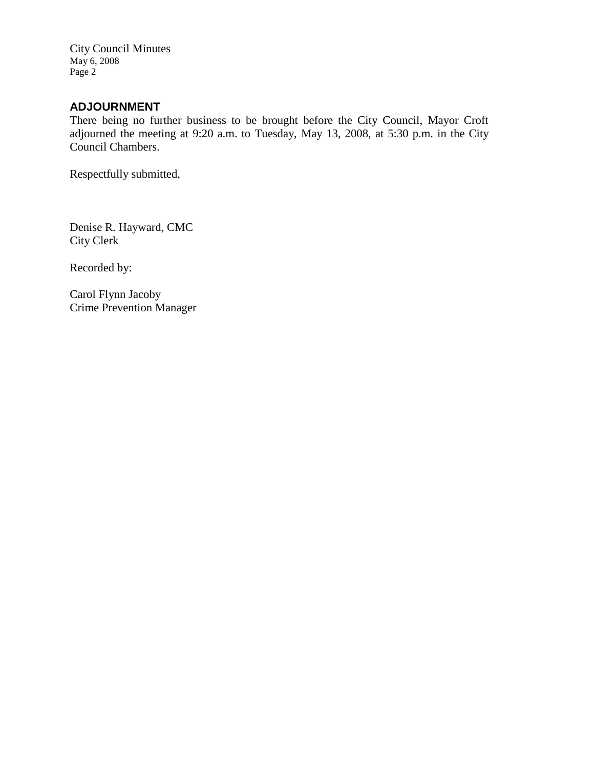## ADJOURNMENT

There being no further business to be brought before the City Council, Mayor Croft adjourned the meeting at 9:20 a.m. to Tuesday, May 13, 2008, at 5:30 p.m. in the City Council Chambers.

Respectfully submitted,

Denise R. Hayward, CMC
City Clerk

Recorded by:

Carol Flynn Jacoby
Crime Prevention Manager